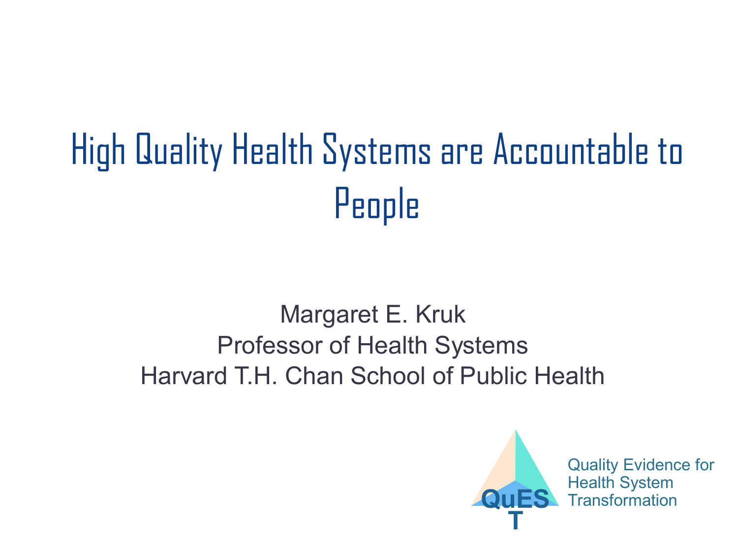# High Quality Health Systems are Accountable to People

Margaret E. Kruk
Professor of Health Systems
Harvard T.H. Chan School of Public Health

QuEST

Quality Evidence for Health System Transformation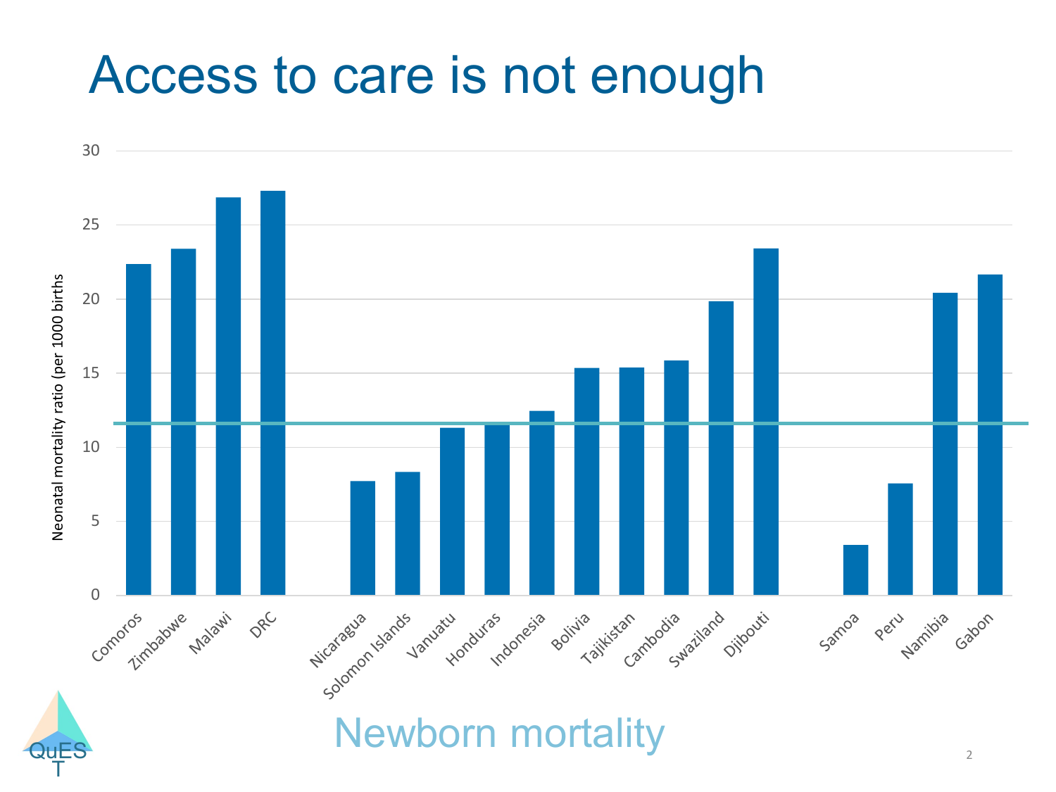# Access to care is not enough

Neonatal mortality ratio (per 1000 births

| Country | Neonatal mortality ratio (per 1000 births) |
|---|---|
| Comoros | 22.4 |
| Zimbabwe | 23.4 |
| Malawi | 26.9 |
| DRC | 27.3 |
| Nicaragua | 7.7 |
| Solomon Islands | 8.3 |
| Vanuatu | 11.3 |
| Honduras | 11.6 |
| Indonesia | 12.5 |
| Bolivia | 15.3 |
| Tajikistan | 15.4 |
| Cambodia | 15.8 |
| Swaziland | 19.8 |
| Djibouti | 23.4 |
| Samoa | 3.4 |
| Peru | 7.5 |
| Namibia | 20.4 |
| Gabon | 21.6 |

Newborn mortality

QuEST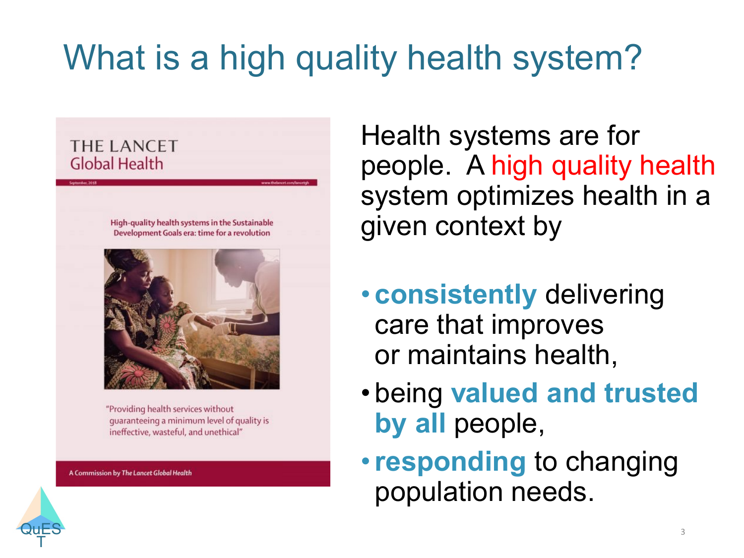# What is a high quality health system?

THE LANCET
Global Health

High-quality health systems in the Sustainable Development Goals era: time for a revolution

"Providing health services without guaranteeing a minimum level of quality is ineffective, wasteful, and unethical"

A Commission by *The Lancet Global Health*

Health systems are for people. A high quality health system optimizes health in a given context by

- **consistently** delivering care that improves or maintains health,
- being **valued and trusted by all** people,
- **responding** to changing population needs.

QuEST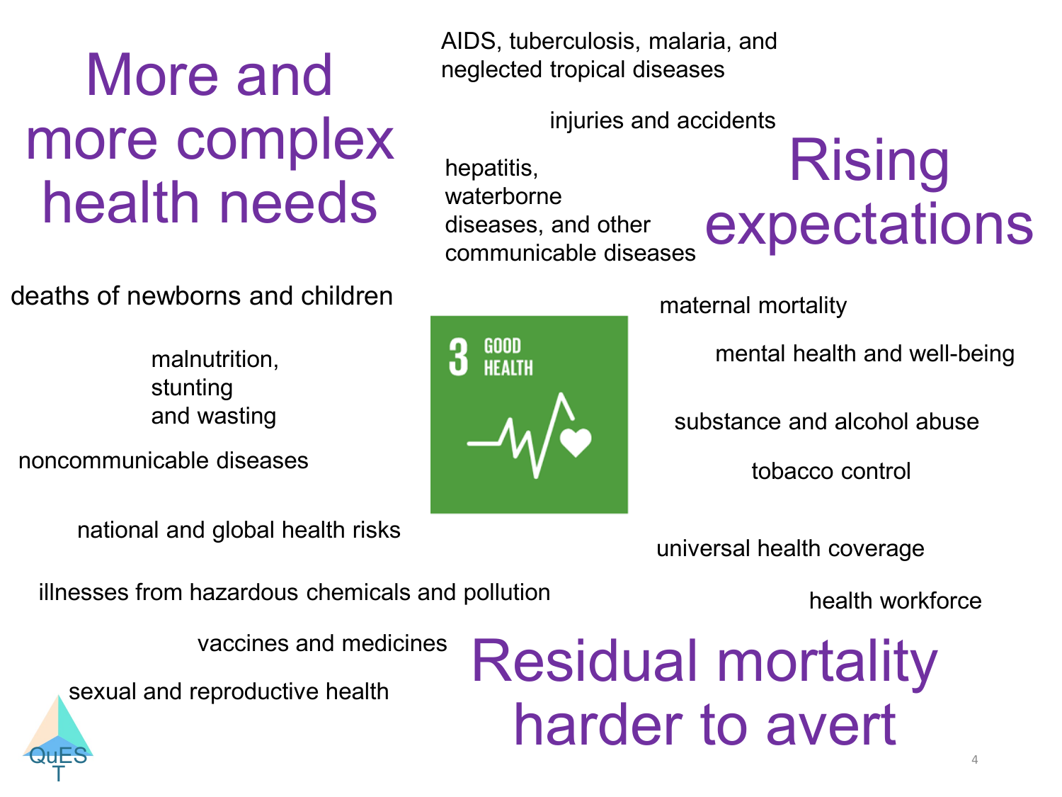## More and more complex health needs

## Rising expectations

## Residual mortality harder to avert

AIDS, tuberculosis, malaria, and neglected tropical diseases

injuries and accidents

hepatitis, waterborne diseases, and other communicable diseases

deaths of newborns and children

maternal mortality

malnutrition, stunting and wasting

mental health and well-being

3 GOOD HEALTH

substance and alcohol abuse

noncommunicable diseases

tobacco control

national and global health risks

universal health coverage

illnesses from hazardous chemicals and pollution

health workforce

vaccines and medicines

sexual and reproductive health

QuEST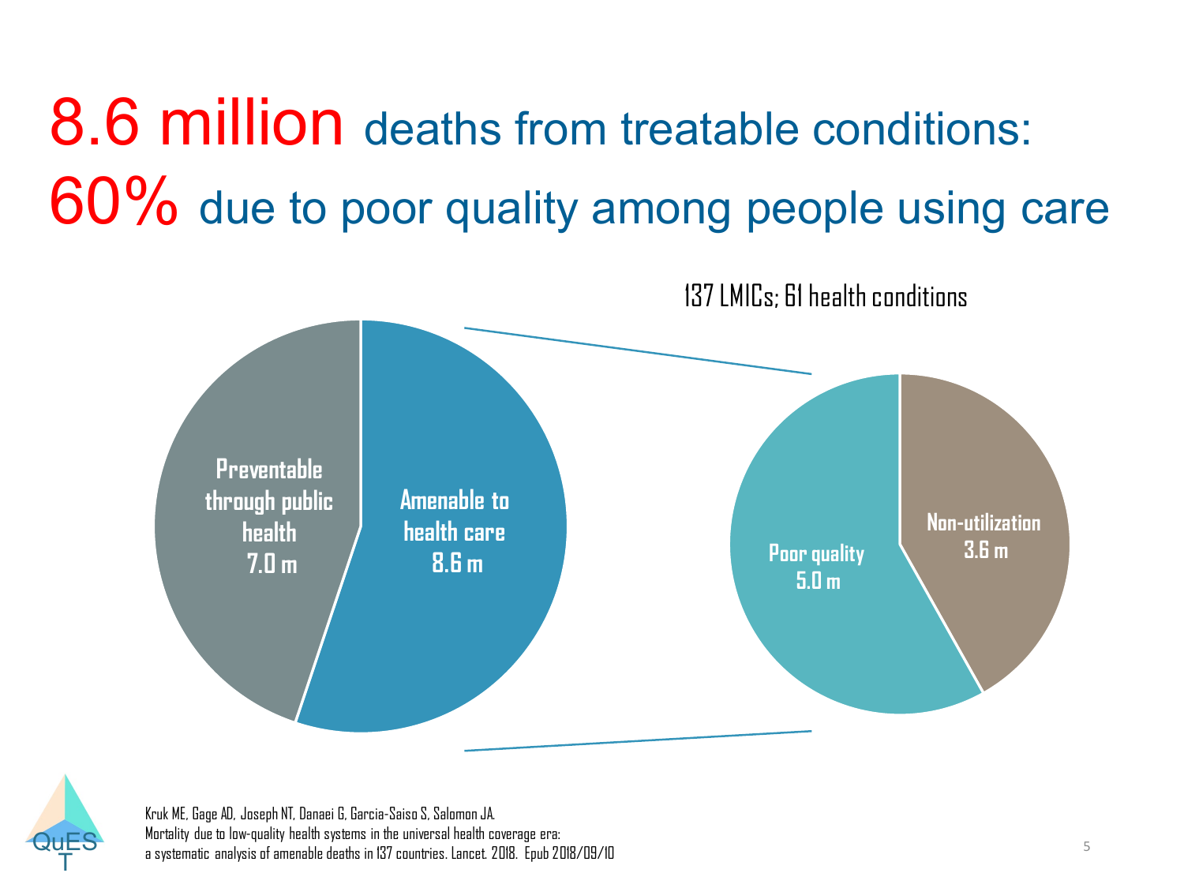# 8.6 million deaths from treatable conditions: 60% due to poor quality among people using care

137 LMICs; 61 health conditions

**Preventable through public health 7.0 m**

**Amenable to health care 8.6 m**

**Poor quality 5.0 m**

**Non-utilization 3.6 m**

Kruk ME, Gage AD, Joseph NT, Danaei G, Garcia-Saiso S, Salomon JA.
Mortality due to low-quality health systems in the universal health coverage era: a systematic analysis of amenable deaths in 137 countries. Lancet. 2018. Epub 2018/09/10

QuEST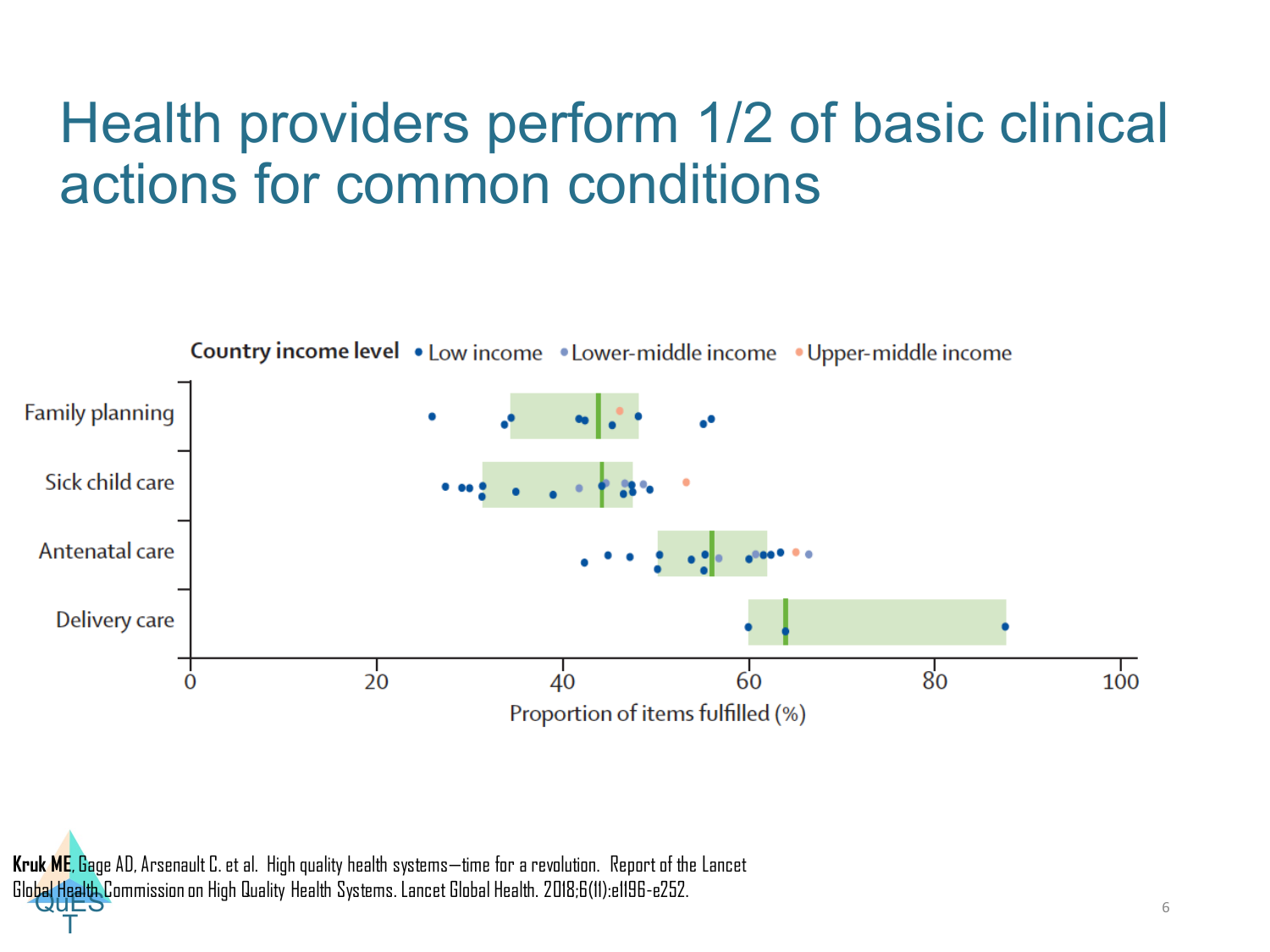# Health providers perform 1/2 of basic clinical actions for common conditions

Country income level • Low income • Lower-middle income • Upper-middle income

Family planning

Sick child care

Antenatal care

Delivery care

0 20 40 60 80 100

Proportion of items fulfilled (%)

**Kruk ME**, Gage AD, Arsenault C. et al. High quality health systems—time for a revolution. Report of the Lancet Global Health Commission on High Quality Health Systems. Lancet Global Health. 2018;6(11):e1196-e252.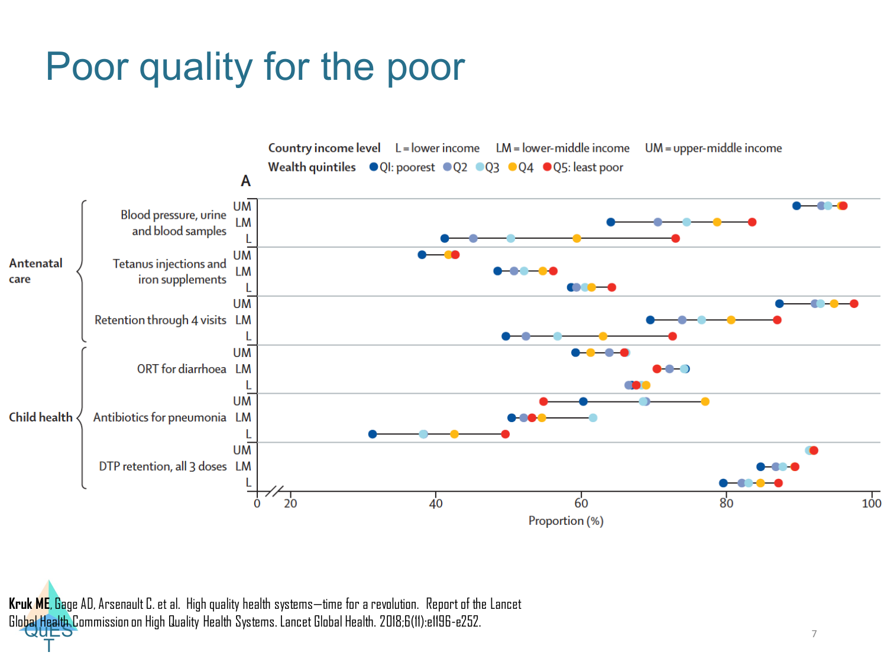# Poor quality for the poor

**Country income level** L = lower income LM = lower-middle income UM = upper-middle income

**Wealth quintiles** ● QI: poorest ● Q2 ● Q3 ● Q4 ● Q5: least poor

**A**

**Antenatal care**
- Blood pressure, urine and blood samples (UM, LM, L)
- Tetanus injections and iron supplements (UM, LM, L)
- Retention through 4 visits (UM, LM, L)

**Child health**
- ORT for diarrhoea (UM, LM, L)
- Antibiotics for pneumonia (UM, LM, L)
- DTP retention, all 3 doses (UM, LM, L)

Proportion (%): 0, 20, 40, 60, 80, 100

**Kruk ME**, Gage AD, Arsenault C. et al. High quality health systems—time for a revolution. Report of the Lancet Global Health Commission on High Quality Health Systems. Lancet Global Health. 2018;6(11):e1196-e252.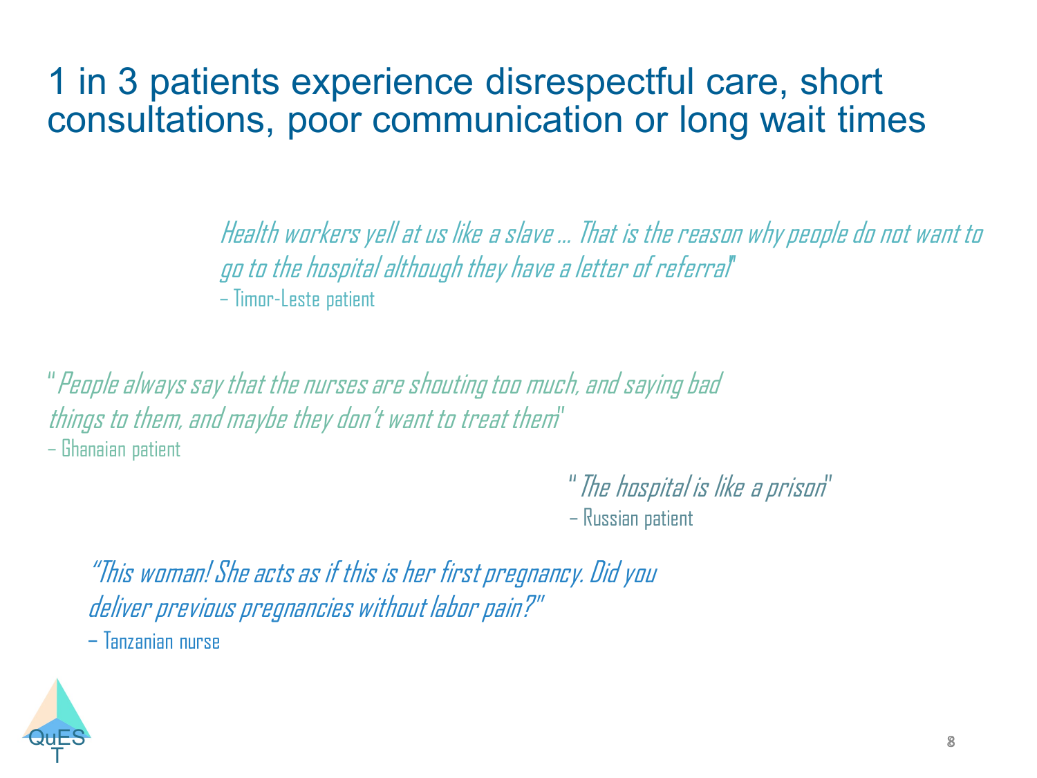# 1 in 3 patients experience disrespectful care, short consultations, poor communication or long wait times

*Health workers yell at us like a slave ... That is the reason why people do not want to go to the hospital although they have a letter of referral"*
– Timor-Leste patient

*" People always say that the nurses are shouting too much, and saying bad things to them, and maybe they don't want to treat them"*
– Ghanaian patient

*" The hospital is like a prison"*
– Russian patient

*"This woman! She acts as if this is her first pregnancy. Did you deliver previous pregnancies without labor pain?"*
– Tanzanian nurse

QuEST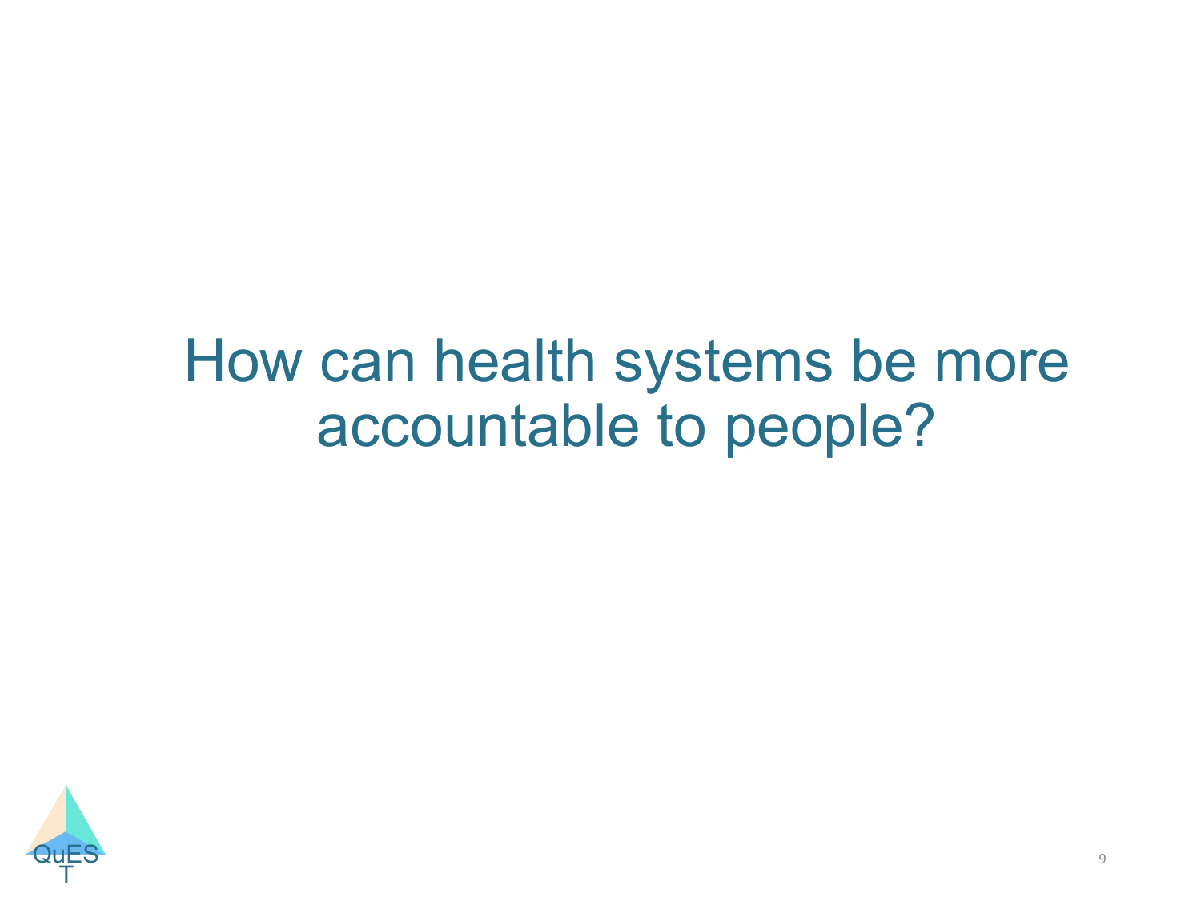# How can health systems be more accountable to people?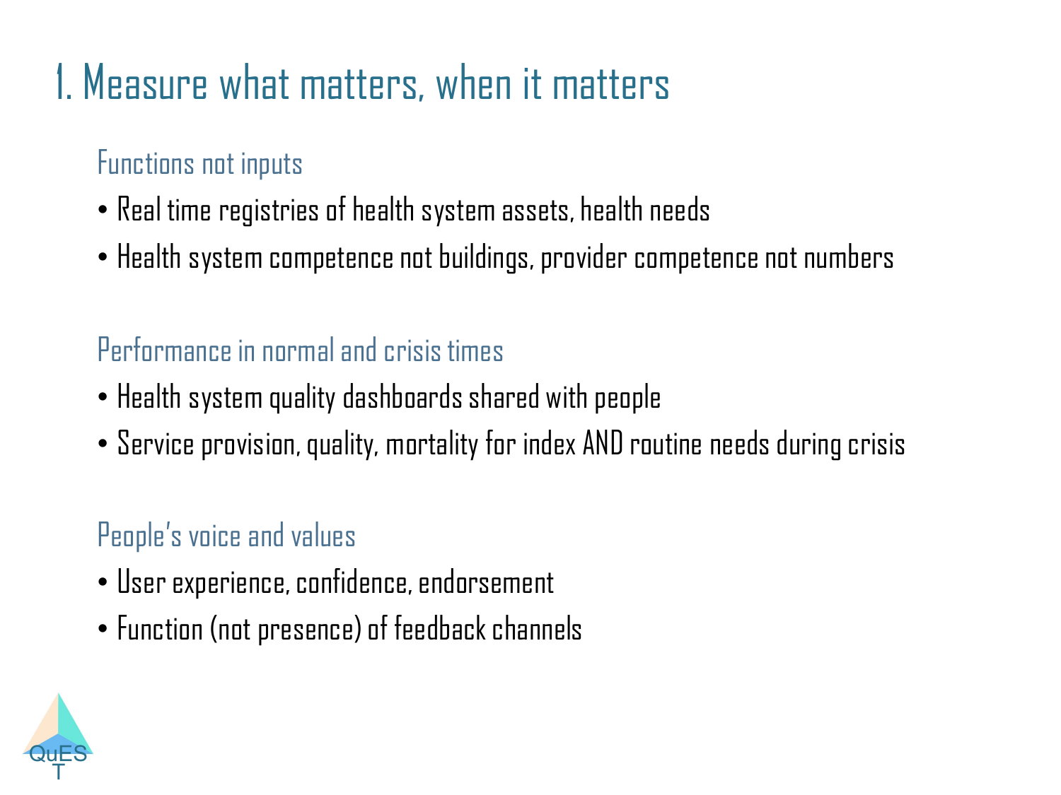# 1. Measure what matters, when it matters

## Functions not inputs

- Real time registries of health system assets, health needs
- Health system competence not buildings, provider competence not numbers

## Performance in normal and crisis times

- Health system quality dashboards shared with people
- Service provision, quality, mortality for index AND routine needs during crisis

## People's voice and values

- User experience, confidence, endorsement
- Function (not presence) of feedback channels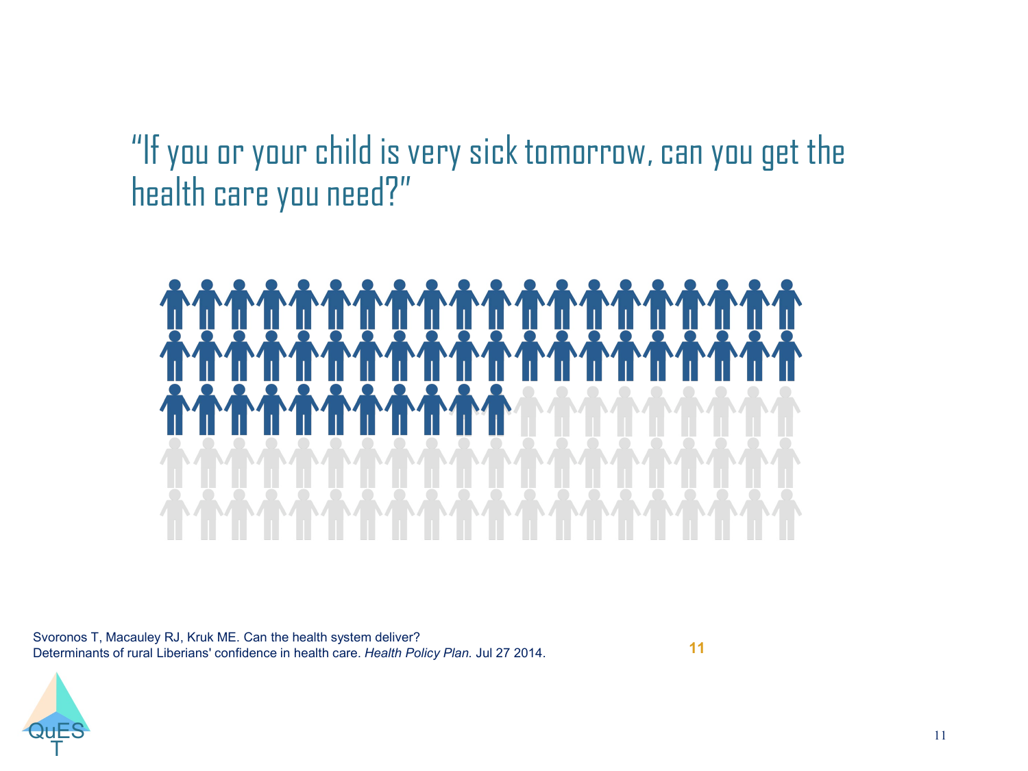"If you or your child is very sick tomorrow, can you get the health care you need?"

Svoronos T, Macauley RJ, Kruk ME. Can the health system deliver? Determinants of rural Liberians' confidence in health care. *Health Policy Plan.* Jul 27 2014.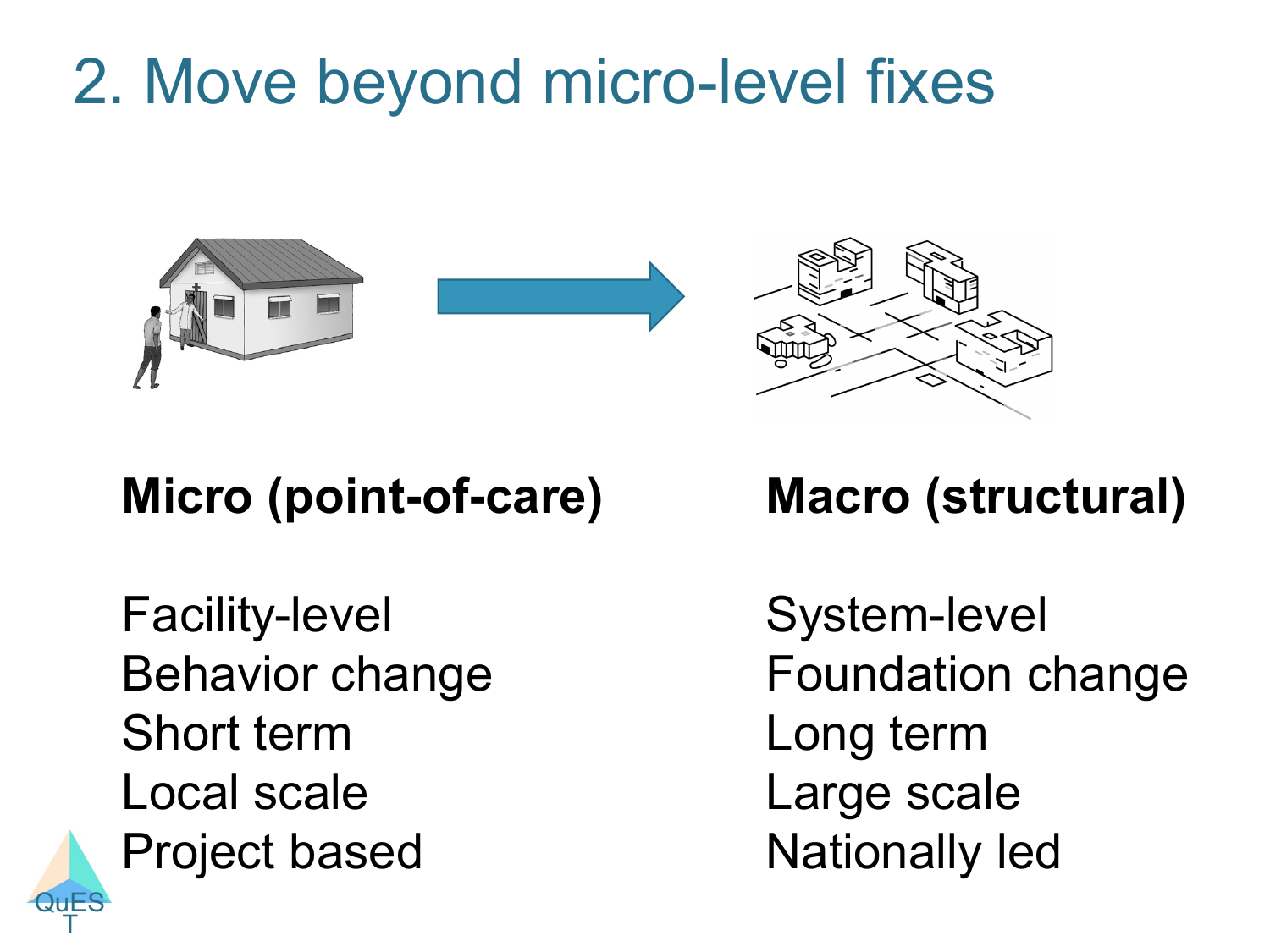# 2. Move beyond micro-level fixes

| **Micro (point-of-care)** | **Macro (structural)** |
| --- | --- |
| Facility-level | System-level |
| Behavior change | Foundation change |
| Short term | Long term |
| Local scale | Large scale |
| Project based | Nationally led |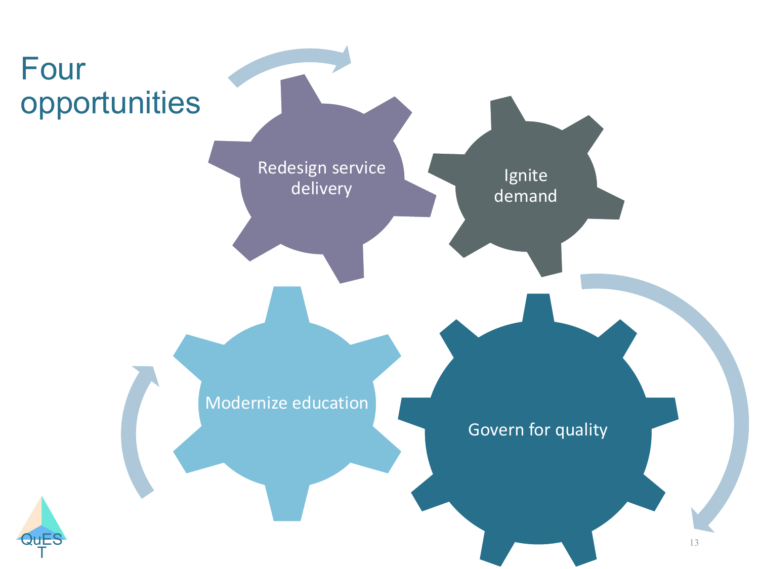# Four opportunities

- Redesign service delivery
- Ignite demand
- Modernize education
- Govern for quality

QuEST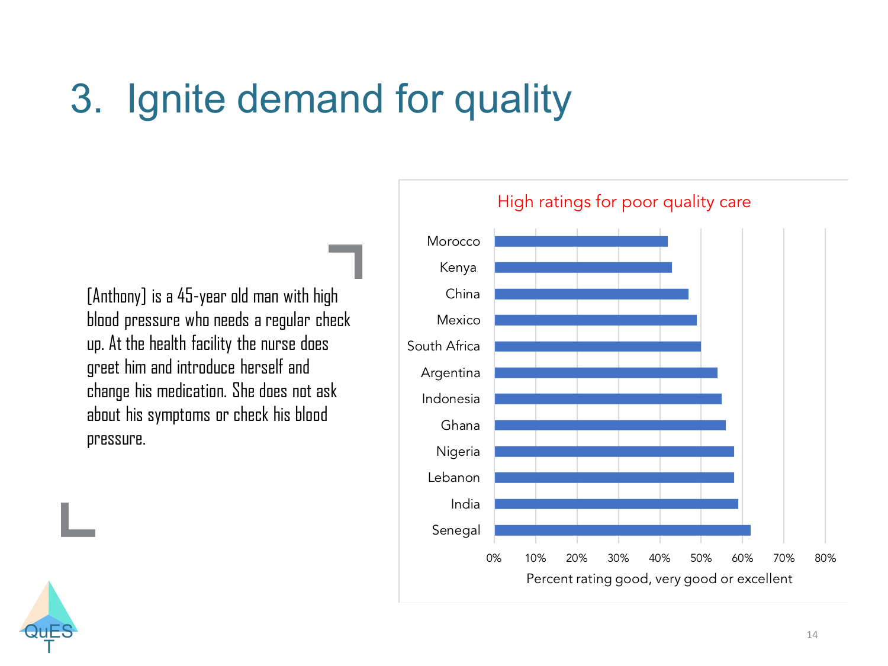# 3. Ignite demand for quality

[Anthony] is a 45-year old man with high blood pressure who needs a regular check up. At the health facility the nurse does greet him and introduce herself and change his medication. She does not ask about his symptoms or check his blood pressure.

High ratings for poor quality care

Morocco
Kenya
China
Mexico
South Africa
Argentina
Indonesia
Ghana
Nigeria
Lebanon
India
Senegal

0% 10% 20% 30% 40% 50% 60% 70% 80%

Percent rating good, very good or excellent

QuEST